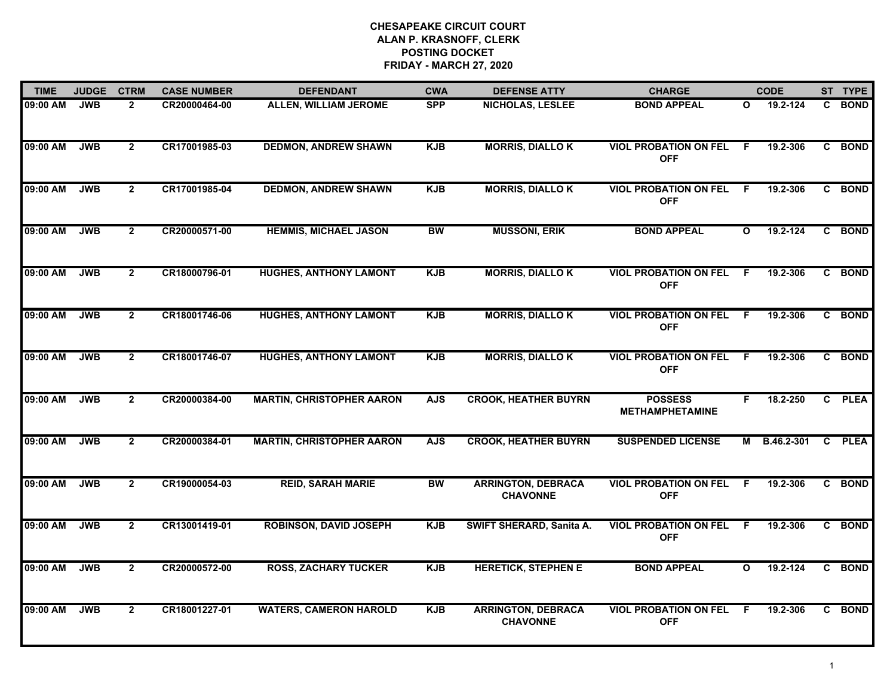# CHESAPEAKE CIRCUIT COURT
## ALAN P. KRASNOFF, CLERK
## POSTING DOCKET
## FRIDAY - MARCH 27, 2020

| TIME | JUDGE | CTRM | CASE NUMBER | DEFENDANT | CWA | DEFENSE ATTY | CHARGE | | CODE | ST | TYPE |
|---|---|---|---|---|---|---|---|---|---|---|---|
| 09:00 AM | JWB | 2 | CR20000464-00 | ALLEN, WILLIAM JEROME | SPP | NICHOLAS, LESLEE | BOND APPEAL | O | 19.2-124 | C | BOND |
| 09:00 AM | JWB | 2 | CR17001985-03 | DEDMON, ANDREW SHAWN | KJB | MORRIS, DIALLO K | VIOL PROBATION ON FEL OFF | F | 19.2-306 | C | BOND |
| 09:00 AM | JWB | 2 | CR17001985-04 | DEDMON, ANDREW SHAWN | KJB | MORRIS, DIALLO K | VIOL PROBATION ON FEL OFF | F | 19.2-306 | C | BOND |
| 09:00 AM | JWB | 2 | CR20000571-00 | HEMMIS, MICHAEL JASON | BW | MUSSONI, ERIK | BOND APPEAL | O | 19.2-124 | C | BOND |
| 09:00 AM | JWB | 2 | CR18000796-01 | HUGHES, ANTHONY LAMONT | KJB | MORRIS, DIALLO K | VIOL PROBATION ON FEL OFF | F | 19.2-306 | C | BOND |
| 09:00 AM | JWB | 2 | CR18001746-06 | HUGHES, ANTHONY LAMONT | KJB | MORRIS, DIALLO K | VIOL PROBATION ON FEL OFF | F | 19.2-306 | C | BOND |
| 09:00 AM | JWB | 2 | CR18001746-07 | HUGHES, ANTHONY LAMONT | KJB | MORRIS, DIALLO K | VIOL PROBATION ON FEL OFF | F | 19.2-306 | C | BOND |
| 09:00 AM | JWB | 2 | CR20000384-00 | MARTIN, CHRISTOPHER AARON | AJS | CROOK, HEATHER BUYRN | POSSESS METHAMPHETAMINE | F | 18.2-250 | C | PLEA |
| 09:00 AM | JWB | 2 | CR20000384-01 | MARTIN, CHRISTOPHER AARON | AJS | CROOK, HEATHER BUYRN | SUSPENDED LICENSE | M | B.46.2-301 | C | PLEA |
| 09:00 AM | JWB | 2 | CR19000054-03 | REID, SARAH MARIE | BW | ARRINGTON, DEBRACA CHAVONNE | VIOL PROBATION ON FEL OFF | F | 19.2-306 | C | BOND |
| 09:00 AM | JWB | 2 | CR13001419-01 | ROBINSON, DAVID JOSEPH | KJB | SWIFT SHERARD, Sanita A. | VIOL PROBATION ON FEL OFF | F | 19.2-306 | C | BOND |
| 09:00 AM | JWB | 2 | CR20000572-00 | ROSS, ZACHARY TUCKER | KJB | HERETICK, STEPHEN E | BOND APPEAL | O | 19.2-124 | C | BOND |
| 09:00 AM | JWB | 2 | CR18001227-01 | WATERS, CAMERON HAROLD | KJB | ARRINGTON, DEBRACA CHAVONNE | VIOL PROBATION ON FEL OFF | F | 19.2-306 | C | BOND |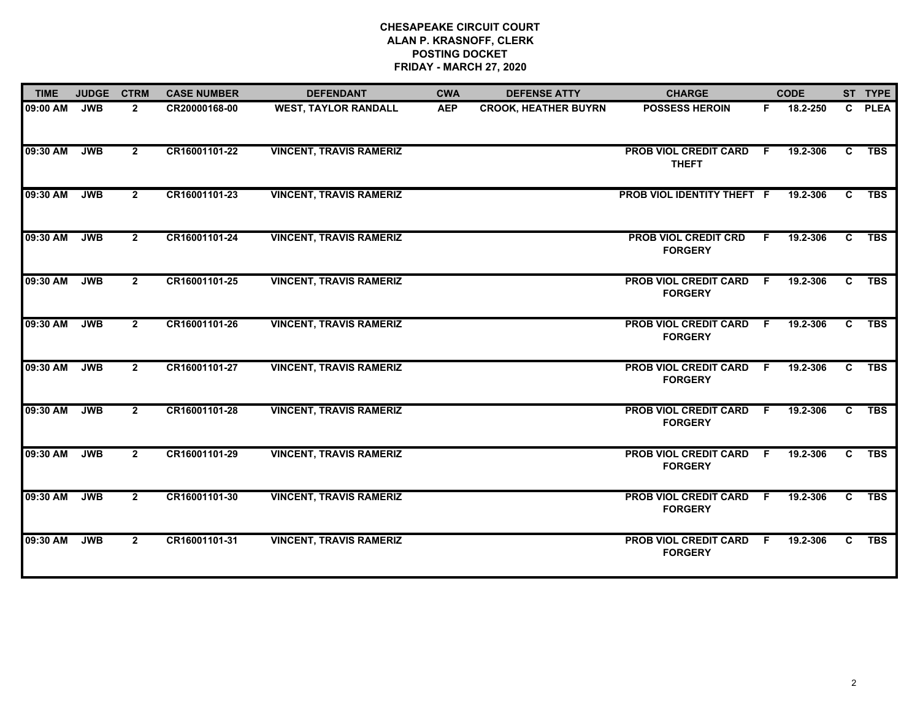# CHESAPEAKE CIRCUIT COURT
## ALAN P. KRASNOFF, CLERK
## POSTING DOCKET
## FRIDAY - MARCH 27, 2020

| TIME | JUDGE | CTRM | CASE NUMBER | DEFENDANT | CWA | DEFENSE ATTY | CHARGE | | CODE | ST | TYPE |
|---|---|---|---|---|---|---|---|---|---|---|---|
| 09:00 AM | JWB | 2 | CR20000168-00 | WEST, TAYLOR RANDALL | AEP | CROOK, HEATHER BUYRN | POSSESS HEROIN | F | 18.2-250 | C | PLEA |
| 09:30 AM | JWB | 2 | CR16001101-22 | VINCENT, TRAVIS RAMERIZ | | | PROB VIOL CREDIT CARD THEFT | F | 19.2-306 | C | TBS |
| 09:30 AM | JWB | 2 | CR16001101-23 | VINCENT, TRAVIS RAMERIZ | | | PROB VIOL IDENTITY THEFT | F | 19.2-306 | C | TBS |
| 09:30 AM | JWB | 2 | CR16001101-24 | VINCENT, TRAVIS RAMERIZ | | | PROB VIOL CREDIT CRD FORGERY | F | 19.2-306 | C | TBS |
| 09:30 AM | JWB | 2 | CR16001101-25 | VINCENT, TRAVIS RAMERIZ | | | PROB VIOL CREDIT CARD FORGERY | F | 19.2-306 | C | TBS |
| 09:30 AM | JWB | 2 | CR16001101-26 | VINCENT, TRAVIS RAMERIZ | | | PROB VIOL CREDIT CARD FORGERY | F | 19.2-306 | C | TBS |
| 09:30 AM | JWB | 2 | CR16001101-27 | VINCENT, TRAVIS RAMERIZ | | | PROB VIOL CREDIT CARD FORGERY | F | 19.2-306 | C | TBS |
| 09:30 AM | JWB | 2 | CR16001101-28 | VINCENT, TRAVIS RAMERIZ | | | PROB VIOL CREDIT CARD FORGERY | F | 19.2-306 | C | TBS |
| 09:30 AM | JWB | 2 | CR16001101-29 | VINCENT, TRAVIS RAMERIZ | | | PROB VIOL CREDIT CARD FORGERY | F | 19.2-306 | C | TBS |
| 09:30 AM | JWB | 2 | CR16001101-30 | VINCENT, TRAVIS RAMERIZ | | | PROB VIOL CREDIT CARD FORGERY | F | 19.2-306 | C | TBS |
| 09:30 AM | JWB | 2 | CR16001101-31 | VINCENT, TRAVIS RAMERIZ | | | PROB VIOL CREDIT CARD FORGERY | F | 19.2-306 | C | TBS |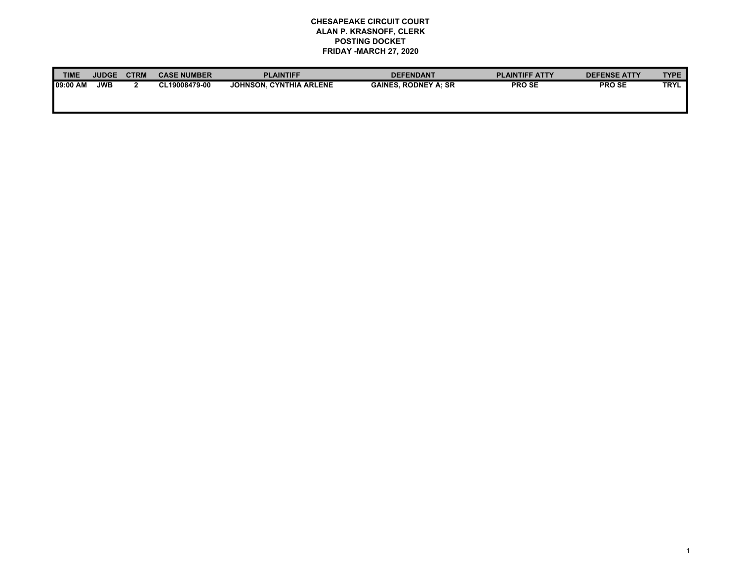**CHESAPEAKE CIRCUIT COURT**
**ALAN P. KRASNOFF, CLERK**
**POSTING DOCKET**
**FRIDAY -MARCH 27, 2020**

| TIME | JUDGE | CTRM | CASE NUMBER | PLAINTIFF | DEFENDANT | PLAINTIFF ATTY | DEFENSE ATTY | TYPE |
|---|---|---|---|---|---|---|---|---|
| 09:00 AM | JWB | 2 | CL19008479-00 | JOHNSON, CYNTHIA ARLENE | GAINES, RODNEY A; SR | PRO SE | PRO SE | TRYL |